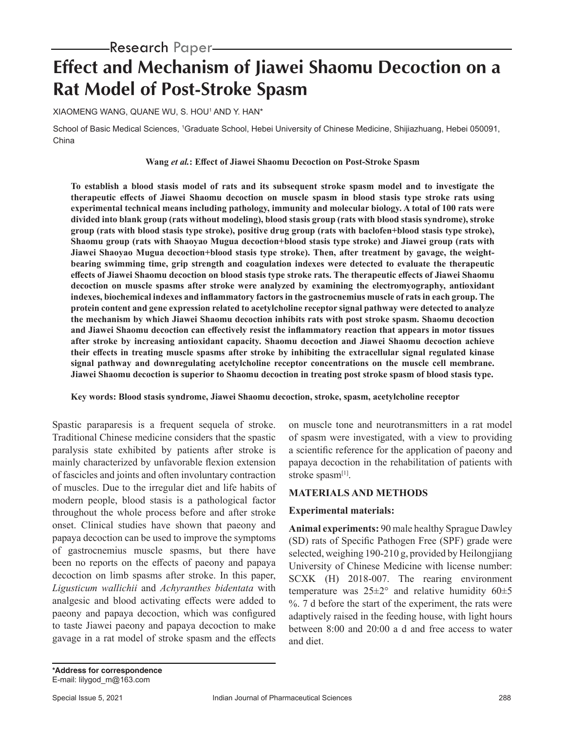Research Paper

# Effect and Mechanism of Jiawei Shaomu Decoction on a Rat Model of Post-Stroke Spasm

XIAOMENG WANG, QUANE WU, S. HOU[1] AND Y. HAN*

School of Basic Medical Sciences, [1]Graduate School, Hebei University of Chinese Medicine, Shijiazhuang, Hebei 050091, China

**Wang *et al.*: Effect of Jiawei Shaomu Decoction on Post-Stroke Spasm**

**To establish a blood stasis model of rats and its subsequent stroke spasm model and to investigate the therapeutic effects of Jiawei Shaomu decoction on muscle spasm in blood stasis type stroke rats using experimental technical means including pathology, immunity and molecular biology. A total of 100 rats were divided into blank group (rats without modeling), blood stasis group (rats with blood stasis syndrome), stroke group (rats with blood stasis type stroke), positive drug group (rats with baclofen+blood stasis type stroke), Shaomu group (rats with Shaoyao Mugua decoction+blood stasis type stroke) and Jiawei group (rats with Jiawei Shaoyao Mugua decoction+blood stasis type stroke). Then, after treatment by gavage, the weight-bearing swimming time, grip strength and coagulation indexes were detected to evaluate the therapeutic effects of Jiawei Shaomu decoction on blood stasis type stroke rats. The therapeutic effects of Jiawei Shaomu decoction on muscle spasms after stroke were analyzed by examining the electromyography, antioxidant indexes, biochemical indexes and inflammatory factors in the gastrocnemius muscle of rats in each group. The protein content and gene expression related to acetylcholine receptor signal pathway were detected to analyze the mechanism by which Jiawei Shaomu decoction inhibits rats with post stroke spasm. Shaomu decoction and Jiawei Shaomu decoction can effectively resist the inflammatory reaction that appears in motor tissues after stroke by increasing antioxidant capacity. Shaomu decoction and Jiawei Shaomu decoction achieve their effects in treating muscle spasms after stroke by inhibiting the extracellular signal regulated kinase signal pathway and downregulating acetylcholine receptor concentrations on the muscle cell membrane. Jiawei Shaomu decoction is superior to Shaomu decoction in treating post stroke spasm of blood stasis type.**

**Key words: Blood stasis syndrome, Jiawei Shaomu decoction, stroke, spasm, acetylcholine receptor**

Spastic paraparesis is a frequent sequela of stroke. Traditional Chinese medicine considers that the spastic paralysis state exhibited by patients after stroke is mainly characterized by unfavorable flexion extension of fascicles and joints and often involuntary contraction of muscles. Due to the irregular diet and life habits of modern people, blood stasis is a pathological factor throughout the whole process before and after stroke onset. Clinical studies have shown that paeony and papaya decoction can be used to improve the symptoms of gastrocnemius muscle spasms, but there have been no reports on the effects of paeony and papaya decoction on limb spasms after stroke. In this paper, *Ligusticum wallichii* and *Achyranthes bidentata* with analgesic and blood activating effects were added to paeony and papaya decoction, which was configured to taste Jiawei paeony and papaya decoction to make gavage in a rat model of stroke spasm and the effects on muscle tone and neurotransmitters in a rat model of spasm were investigated, with a view to providing a scientific reference for the application of paeony and papaya decoction in the rehabilitation of patients with stroke spasm[1].

## MATERIALS AND METHODS

### Experimental materials:

**Animal experiments:** 90 male healthy Sprague Dawley (SD) rats of Specific Pathogen Free (SPF) grade were selected, weighing 190-210 g, provided by Heilongjiang University of Chinese Medicine with license number: SCXK (H) 2018-007. The rearing environment temperature was 25±2° and relative humidity 60±5 %. 7 d before the start of the experiment, the rats were adaptively raised in the feeding house, with light hours between 8:00 and 20:00 a d and free access to water and diet.

**\*Address for correspondence**
E-mail: lilygod_m@163.com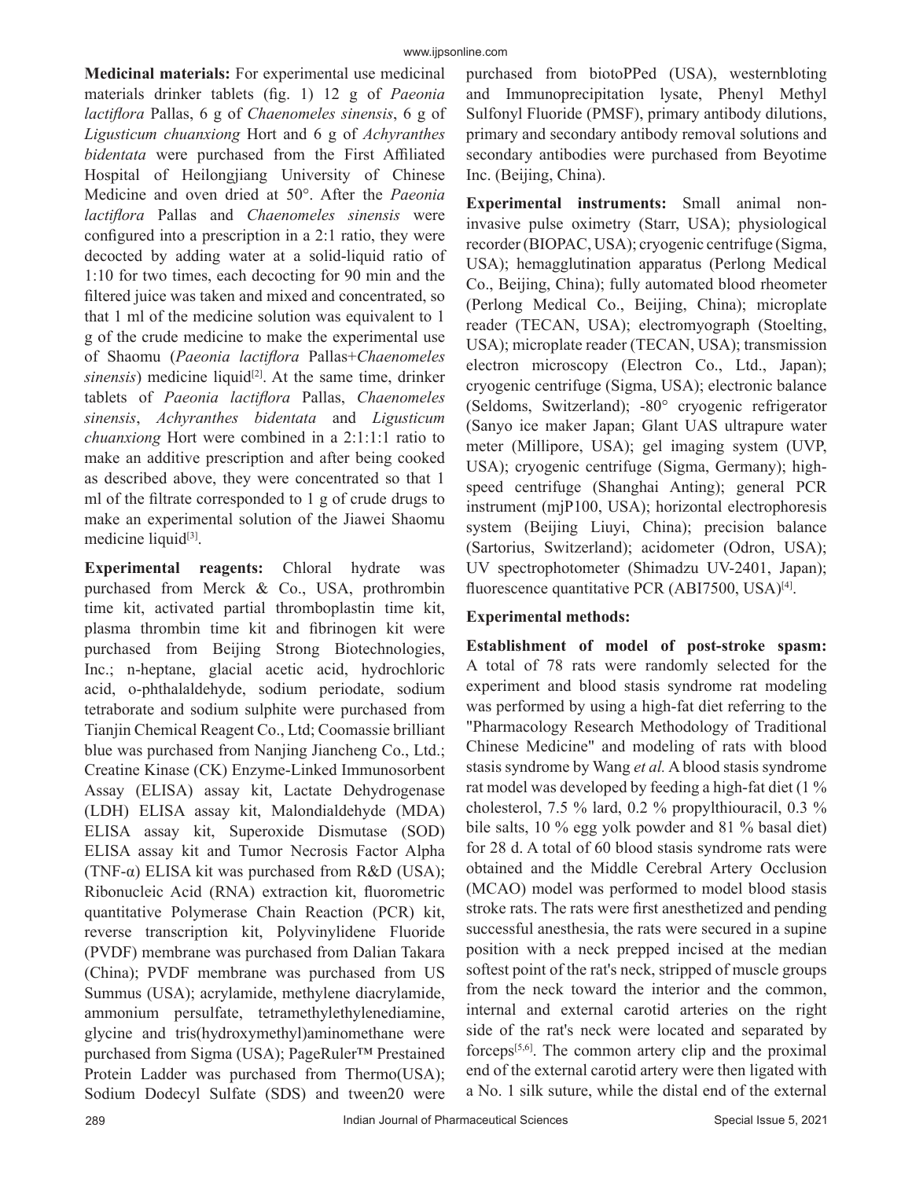**Medicinal materials:** For experimental use medicinal materials drinker tablets (fig. 1) 12 g of *Paeonia lactiflora* Pallas, 6 g of *Chaenomeles sinensis*, 6 g of *Ligusticum chuanxiong* Hort and 6 g of *Achyranthes bidentata* were purchased from the First Affiliated Hospital of Heilongjiang University of Chinese Medicine and oven dried at 50°. After the *Paeonia lactiflora* Pallas and *Chaenomeles sinensis* were configured into a prescription in a 2:1 ratio, they were decocted by adding water at a solid-liquid ratio of 1:10 for two times, each decocting for 90 min and the filtered juice was taken and mixed and concentrated, so that 1 ml of the medicine solution was equivalent to 1 g of the crude medicine to make the experimental use of Shaomu (*Paeonia lactiflora* Pallas+*Chaenomeles sinensis*) medicine liquid[2]. At the same time, drinker tablets of *Paeonia lactiflora* Pallas, *Chaenomeles sinensis*, *Achyranthes bidentata* and *Ligusticum chuanxiong* Hort were combined in a 2:1:1:1 ratio to make an additive prescription and after being cooked as described above, they were concentrated so that 1 ml of the filtrate corresponded to 1 g of crude drugs to make an experimental solution of the Jiawei Shaomu medicine liquid[3].

**Experimental reagents:** Chloral hydrate was purchased from Merck & Co., USA, prothrombin time kit, activated partial thromboplastin time kit, plasma thrombin time kit and fibrinogen kit were purchased from Beijing Strong Biotechnologies, Inc.; n-heptane, glacial acetic acid, hydrochloric acid, o-phthalaldehyde, sodium periodate, sodium tetraborate and sodium sulphite were purchased from Tianjin Chemical Reagent Co., Ltd; Coomassie brilliant blue was purchased from Nanjing Jiancheng Co., Ltd.; Creatine Kinase (CK) Enzyme-Linked Immunosorbent Assay (ELISA) assay kit, Lactate Dehydrogenase (LDH) ELISA assay kit, Malondialdehyde (MDA) ELISA assay kit, Superoxide Dismutase (SOD) ELISA assay kit and Tumor Necrosis Factor Alpha (TNF-α) ELISA kit was purchased from R&D (USA); Ribonucleic Acid (RNA) extraction kit, fluorometric quantitative Polymerase Chain Reaction (PCR) kit, reverse transcription kit, Polyvinylidene Fluoride (PVDF) membrane was purchased from Dalian Takara (China); PVDF membrane was purchased from US Summus (USA); acrylamide, methylene diacrylamide, ammonium persulfate, tetramethylethylenediamine, glycine and tris(hydroxymethyl)aminomethane were purchased from Sigma (USA); PageRuler™ Prestained Protein Ladder was purchased from Thermo(USA); Sodium Dodecyl Sulfate (SDS) and tween20 were purchased from biotoPPed (USA), westernbloting and Immunoprecipitation lysate, Phenyl Methyl Sulfonyl Fluoride (PMSF), primary antibody dilutions, primary and secondary antibody removal solutions and secondary antibodies were purchased from Beyotime Inc. (Beijing, China).

**Experimental instruments:** Small animal non-invasive pulse oximetry (Starr, USA); physiological recorder (BIOPAC, USA); cryogenic centrifuge (Sigma, USA); hemagglutination apparatus (Perlong Medical Co., Beijing, China); fully automated blood rheometer (Perlong Medical Co., Beijing, China); microplate reader (TECAN, USA); electromyograph (Stoelting, USA); microplate reader (TECAN, USA); transmission electron microscopy (Electron Co., Ltd., Japan); cryogenic centrifuge (Sigma, USA); electronic balance (Seldoms, Switzerland); -80° cryogenic refrigerator (Sanyo ice maker Japan; Glant UAS ultrapure water meter (Millipore, USA); gel imaging system (UVP, USA); cryogenic centrifuge (Sigma, Germany); high-speed centrifuge (Shanghai Anting); general PCR instrument (mjP100, USA); horizontal electrophoresis system (Beijing Liuyi, China); precision balance (Sartorius, Switzerland); acidometer (Odron, USA); UV spectrophotometer (Shimadzu UV-2401, Japan); fluorescence quantitative PCR (ABI7500, USA)[4].

**Experimental methods:**

**Establishment of model of post-stroke spasm:** A total of 78 rats were randomly selected for the experiment and blood stasis syndrome rat modeling was performed by using a high-fat diet referring to the "Pharmacology Research Methodology of Traditional Chinese Medicine" and modeling of rats with blood stasis syndrome by Wang *et al.* A blood stasis syndrome rat model was developed by feeding a high-fat diet (1 % cholesterol, 7.5 % lard, 0.2 % propylthiouracil, 0.3 % bile salts, 10 % egg yolk powder and 81 % basal diet) for 28 d. A total of 60 blood stasis syndrome rats were obtained and the Middle Cerebral Artery Occlusion (MCAO) model was performed to model blood stasis stroke rats. The rats were first anesthetized and pending successful anesthesia, the rats were secured in a supine position with a neck prepped incised at the median softest point of the rat's neck, stripped of muscle groups from the neck toward the interior and the common, internal and external carotid arteries on the right side of the rat's neck were located and separated by forceps[5,6]. The common artery clip and the proximal end of the external carotid artery were then ligated with a No. 1 silk suture, while the distal end of the external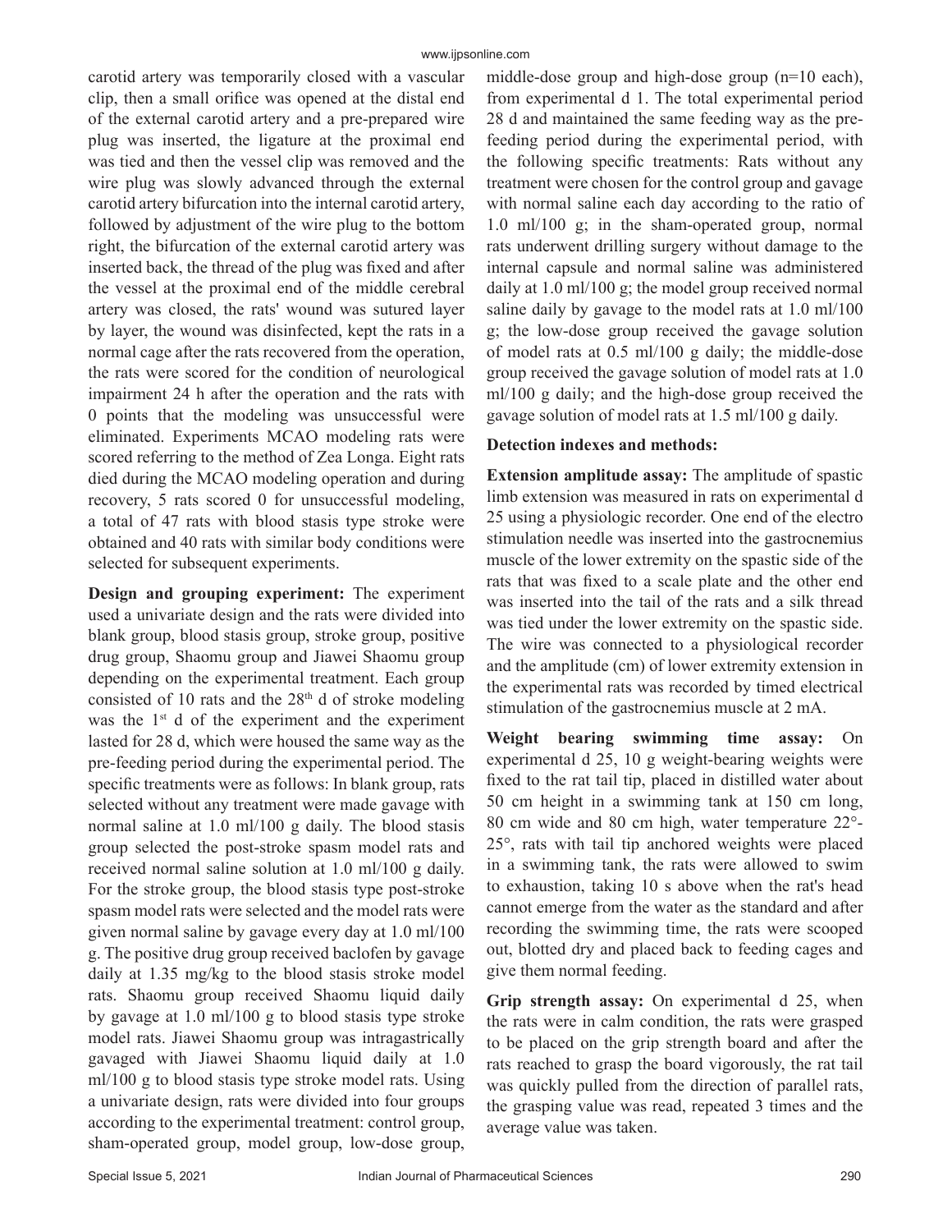carotid artery was temporarily closed with a vascular clip, then a small orifice was opened at the distal end of the external carotid artery and a pre-prepared wire plug was inserted, the ligature at the proximal end was tied and then the vessel clip was removed and the wire plug was slowly advanced through the external carotid artery bifurcation into the internal carotid artery, followed by adjustment of the wire plug to the bottom right, the bifurcation of the external carotid artery was inserted back, the thread of the plug was fixed and after the vessel at the proximal end of the middle cerebral artery was closed, the rats' wound was sutured layer by layer, the wound was disinfected, kept the rats in a normal cage after the rats recovered from the operation, the rats were scored for the condition of neurological impairment 24 h after the operation and the rats with 0 points that the modeling was unsuccessful were eliminated. Experiments MCAO modeling rats were scored referring to the method of Zea Longa. Eight rats died during the MCAO modeling operation and during recovery, 5 rats scored 0 for unsuccessful modeling, a total of 47 rats with blood stasis type stroke were obtained and 40 rats with similar body conditions were selected for subsequent experiments.

**Design and grouping experiment:** The experiment used a univariate design and the rats were divided into blank group, blood stasis group, stroke group, positive drug group, Shaomu group and Jiawei Shaomu group depending on the experimental treatment. Each group consisted of 10 rats and the 28th d of stroke modeling was the 1st d of the experiment and the experiment lasted for 28 d, which were housed the same way as the pre-feeding period during the experimental period. The specific treatments were as follows: In blank group, rats selected without any treatment were made gavage with normal saline at 1.0 ml/100 g daily. The blood stasis group selected the post-stroke spasm model rats and received normal saline solution at 1.0 ml/100 g daily. For the stroke group, the blood stasis type post-stroke spasm model rats were selected and the model rats were given normal saline by gavage every day at 1.0 ml/100 g. The positive drug group received baclofen by gavage daily at 1.35 mg/kg to the blood stasis stroke model rats. Shaomu group received Shaomu liquid daily by gavage at 1.0 ml/100 g to blood stasis type stroke model rats. Jiawei Shaomu group was intragastrically gavaged with Jiawei Shaomu liquid daily at 1.0 ml/100 g to blood stasis type stroke model rats. Using a univariate design, rats were divided into four groups according to the experimental treatment: control group, sham-operated group, model group, low-dose group, middle-dose group and high-dose group (n=10 each), from experimental d 1. The total experimental period 28 d and maintained the same feeding way as the pre-feeding period during the experimental period, with the following specific treatments: Rats without any treatment were chosen for the control group and gavage with normal saline each day according to the ratio of 1.0 ml/100 g; in the sham-operated group, normal rats underwent drilling surgery without damage to the internal capsule and normal saline was administered daily at 1.0 ml/100 g; the model group received normal saline daily by gavage to the model rats at 1.0 ml/100 g; the low-dose group received the gavage solution of model rats at 0.5 ml/100 g daily; the middle-dose group received the gavage solution of model rats at 1.0 ml/100 g daily; and the high-dose group received the gavage solution of model rats at 1.5 ml/100 g daily.

**Detection indexes and methods:**

**Extension amplitude assay:** The amplitude of spastic limb extension was measured in rats on experimental d 25 using a physiologic recorder. One end of the electro stimulation needle was inserted into the gastrocnemius muscle of the lower extremity on the spastic side of the rats that was fixed to a scale plate and the other end was inserted into the tail of the rats and a silk thread was tied under the lower extremity on the spastic side. The wire was connected to a physiological recorder and the amplitude (cm) of lower extremity extension in the experimental rats was recorded by timed electrical stimulation of the gastrocnemius muscle at 2 mA.

**Weight bearing swimming time assay:** On experimental d 25, 10 g weight-bearing weights were fixed to the rat tail tip, placed in distilled water about 50 cm height in a swimming tank at 150 cm long, 80 cm wide and 80 cm high, water temperature 22°-25°, rats with tail tip anchored weights were placed in a swimming tank, the rats were allowed to swim to exhaustion, taking 10 s above when the rat's head cannot emerge from the water as the standard and after recording the swimming time, the rats were scooped out, blotted dry and placed back to feeding cages and give them normal feeding.

**Grip strength assay:** On experimental d 25, when the rats were in calm condition, the rats were grasped to be placed on the grip strength board and after the rats reached to grasp the board vigorously, the rat tail was quickly pulled from the direction of parallel rats, the grasping value was read, repeated 3 times and the average value was taken.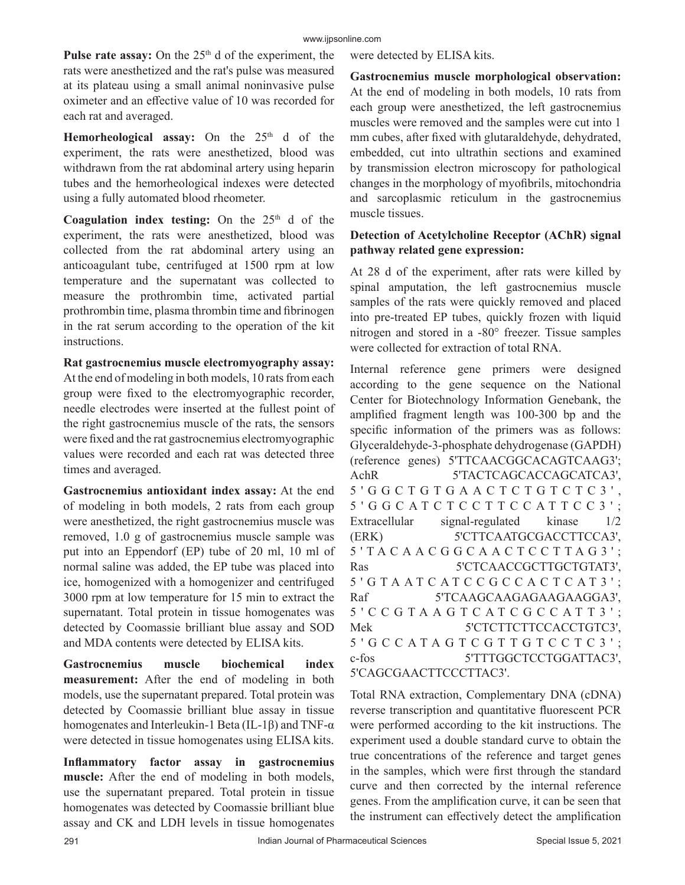**Pulse rate assay:** On the 25th d of the experiment, the rats were anesthetized and the rat's pulse was measured at its plateau using a small animal noninvasive pulse oximeter and an effective value of 10 was recorded for each rat and averaged.

**Hemorheological assay:** On the 25th d of the experiment, the rats were anesthetized, blood was withdrawn from the rat abdominal artery using heparin tubes and the hemorheological indexes were detected using a fully automated blood rheometer.

**Coagulation index testing:** On the 25th d of the experiment, the rats were anesthetized, blood was collected from the rat abdominal artery using an anticoagulant tube, centrifuged at 1500 rpm at low temperature and the supernatant was collected to measure the prothrombin time, activated partial prothrombin time, plasma thrombin time and fibrinogen in the rat serum according to the operation of the kit instructions.

**Rat gastrocnemius muscle electromyography assay:** At the end of modeling in both models, 10 rats from each group were fixed to the electromyographic recorder, needle electrodes were inserted at the fullest point of the right gastrocnemius muscle of the rats, the sensors were fixed and the rat gastrocnemius electromyographic values were recorded and each rat was detected three times and averaged.

**Gastrocnemius antioxidant index assay:** At the end of modeling in both models, 2 rats from each group were anesthetized, the right gastrocnemius muscle was removed, 1.0 g of gastrocnemius muscle sample was put into an Eppendorf (EP) tube of 20 ml, 10 ml of normal saline was added, the EP tube was placed into ice, homogenized with a homogenizer and centrifuged 3000 rpm at low temperature for 15 min to extract the supernatant. Total protein in tissue homogenates was detected by Coomassie brilliant blue assay and SOD and MDA contents were detected by ELISA kits.

**Gastrocnemius muscle biochemical index measurement:** After the end of modeling in both models, use the supernatant prepared. Total protein was detected by Coomassie brilliant blue assay in tissue homogenates and Interleukin-1 Beta (IL-1β) and TNF-α were detected in tissue homogenates using ELISA kits.

**Inflammatory factor assay in gastrocnemius muscle:** After the end of modeling in both models, use the supernatant prepared. Total protein in tissue homogenates was detected by Coomassie brilliant blue assay and CK and LDH levels in tissue homogenates were detected by ELISA kits.

**Gastrocnemius muscle morphological observation:** At the end of modeling in both models, 10 rats from each group were anesthetized, the left gastrocnemius muscles were removed and the samples were cut into 1 mm cubes, after fixed with glutaraldehyde, dehydrated, embedded, cut into ultrathin sections and examined by transmission electron microscopy for pathological changes in the morphology of myofibrils, mitochondria and sarcoplasmic reticulum in the gastrocnemius muscle tissues.

**Detection of Acetylcholine Receptor (AChR) signal pathway related gene expression:**

At 28 d of the experiment, after rats were killed by spinal amputation, the left gastrocnemius muscle samples of the rats were quickly removed and placed into pre-treated EP tubes, quickly frozen with liquid nitrogen and stored in a -80° freezer. Tissue samples were collected for extraction of total RNA.

Internal reference gene primers were designed according to the gene sequence on the National Center for Biotechnology Information Genebank, the amplified fragment length was 100-300 bp and the specific information of the primers was as follows: Glyceraldehyde-3-phosphate dehydrogenase (GAPDH) (reference genes) 5'TTCAACGGCACAGTCAAG3'; AchR 5'TACTCAGCACCAGCATCA3', 5'GGCTGTGAACTCTGTCTC3', 5'GGCATCTCCTTCCATTCC3'; Extracellular signal-regulated kinase 1/2 (ERK) 5'CTTCAATGCGACCTTCCA3', 5'TACAACGGCAACTCCTTAG3'; Ras 5'CTCAACCGCTTGCTGTAT3', 5'GTAATCATCCGCCACTCAT3'; Raf 5'TCAAGCAAGAGAAGAAGGA3', 5'CCGTAAGTCATCGCCATT3'; Mek 5'CTCTTCTTCCACCTGTC3', 5'GCCATAGTCGTTGTCCTC3'; c-fos 5'TTTGGCTCCTGGATTAC3', 5'CAGCGAACTTCCCTTAC3'.

Total RNA extraction, Complementary DNA (cDNA) reverse transcription and quantitative fluorescent PCR were performed according to the kit instructions. The experiment used a double standard curve to obtain the true concentrations of the reference and target genes in the samples, which were first through the standard curve and then corrected by the internal reference genes. From the amplification curve, it can be seen that the instrument can effectively detect the amplification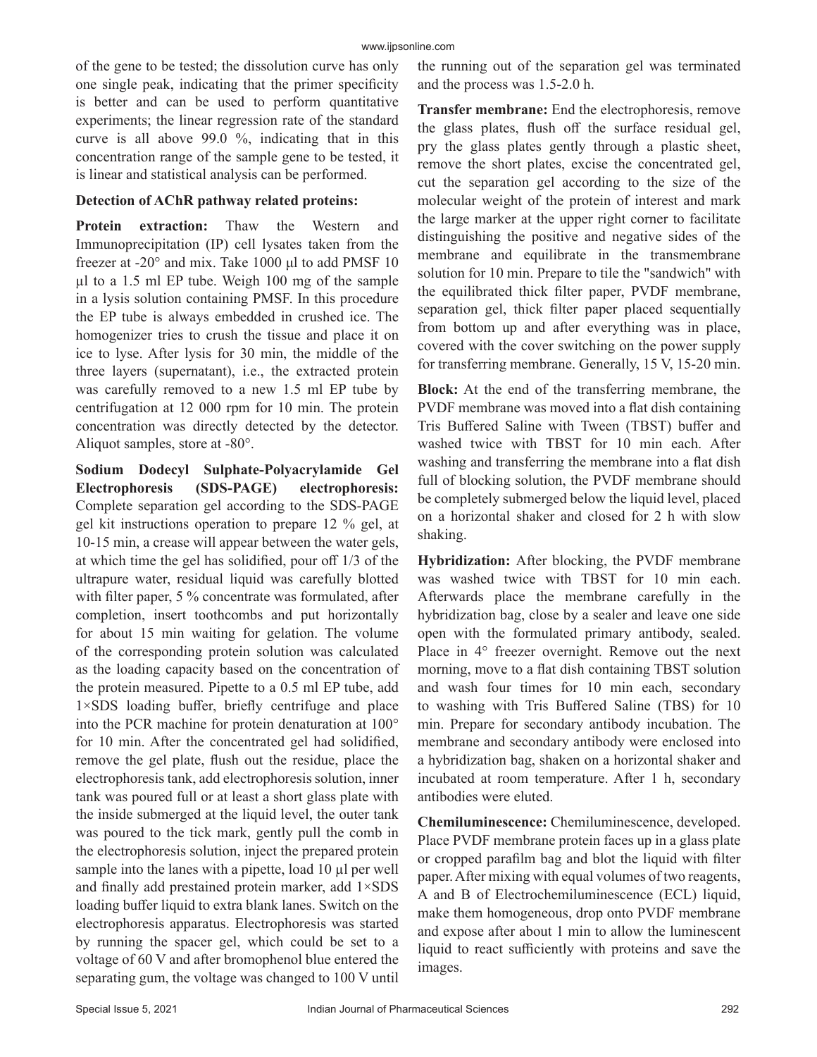of the gene to be tested; the dissolution curve has only one single peak, indicating that the primer specificity is better and can be used to perform quantitative experiments; the linear regression rate of the standard curve is all above 99.0 %, indicating that in this concentration range of the sample gene to be tested, it is linear and statistical analysis can be performed.

**Detection of AChR pathway related proteins:**

**Protein extraction:** Thaw the Western and Immunoprecipitation (IP) cell lysates taken from the freezer at -20° and mix. Take 1000 µl to add PMSF 10 µl to a 1.5 ml EP tube. Weigh 100 mg of the sample in a lysis solution containing PMSF. In this procedure the EP tube is always embedded in crushed ice. The homogenizer tries to crush the tissue and place it on ice to lyse. After lysis for 30 min, the middle of the three layers (supernatant), i.e., the extracted protein was carefully removed to a new 1.5 ml EP tube by centrifugation at 12 000 rpm for 10 min. The protein concentration was directly detected by the detector. Aliquot samples, store at -80°.

**Sodium Dodecyl Sulphate-Polyacrylamide Gel Electrophoresis (SDS-PAGE) electrophoresis:** Complete separation gel according to the SDS-PAGE gel kit instructions operation to prepare 12 % gel, at 10-15 min, a crease will appear between the water gels, at which time the gel has solidified, pour off 1/3 of the ultrapure water, residual liquid was carefully blotted with filter paper, 5 % concentrate was formulated, after completion, insert toothcombs and put horizontally for about 15 min waiting for gelation. The volume of the corresponding protein solution was calculated as the loading capacity based on the concentration of the protein measured. Pipette to a 0.5 ml EP tube, add 1×SDS loading buffer, briefly centrifuge and place into the PCR machine for protein denaturation at 100° for 10 min. After the concentrated gel had solidified, remove the gel plate, flush out the residue, place the electrophoresis tank, add electrophoresis solution, inner tank was poured full or at least a short glass plate with the inside submerged at the liquid level, the outer tank was poured to the tick mark, gently pull the comb in the electrophoresis solution, inject the prepared protein sample into the lanes with a pipette, load 10 µl per well and finally add prestained protein marker, add 1×SDS loading buffer liquid to extra blank lanes. Switch on the electrophoresis apparatus. Electrophoresis was started by running the spacer gel, which could be set to a voltage of 60 V and after bromophenol blue entered the separating gum, the voltage was changed to 100 V until the running out of the separation gel was terminated and the process was 1.5-2.0 h.

**Transfer membrane:** End the electrophoresis, remove the glass plates, flush off the surface residual gel, pry the glass plates gently through a plastic sheet, remove the short plates, excise the concentrated gel, cut the separation gel according to the size of the molecular weight of the protein of interest and mark the large marker at the upper right corner to facilitate distinguishing the positive and negative sides of the membrane and equilibrate in the transmembrane solution for 10 min. Prepare to tile the "sandwich" with the equilibrated thick filter paper, PVDF membrane, separation gel, thick filter paper placed sequentially from bottom up and after everything was in place, covered with the cover switching on the power supply for transferring membrane. Generally, 15 V, 15-20 min.

**Block:** At the end of the transferring membrane, the PVDF membrane was moved into a flat dish containing Tris Buffered Saline with Tween (TBST) buffer and washed twice with TBST for 10 min each. After washing and transferring the membrane into a flat dish full of blocking solution, the PVDF membrane should be completely submerged below the liquid level, placed on a horizontal shaker and closed for 2 h with slow shaking.

**Hybridization:** After blocking, the PVDF membrane was washed twice with TBST for 10 min each. Afterwards place the membrane carefully in the hybridization bag, close by a sealer and leave one side open with the formulated primary antibody, sealed. Place in 4° freezer overnight. Remove out the next morning, move to a flat dish containing TBST solution and wash four times for 10 min each, secondary to washing with Tris Buffered Saline (TBS) for 10 min. Prepare for secondary antibody incubation. The membrane and secondary antibody were enclosed into a hybridization bag, shaken on a horizontal shaker and incubated at room temperature. After 1 h, secondary antibodies were eluted.

**Chemiluminescence:** Chemiluminescence, developed. Place PVDF membrane protein faces up in a glass plate or cropped parafilm bag and blot the liquid with filter paper. After mixing with equal volumes of two reagents, A and B of Electrochemiluminescence (ECL) liquid, make them homogeneous, drop onto PVDF membrane and expose after about 1 min to allow the luminescent liquid to react sufficiently with proteins and save the images.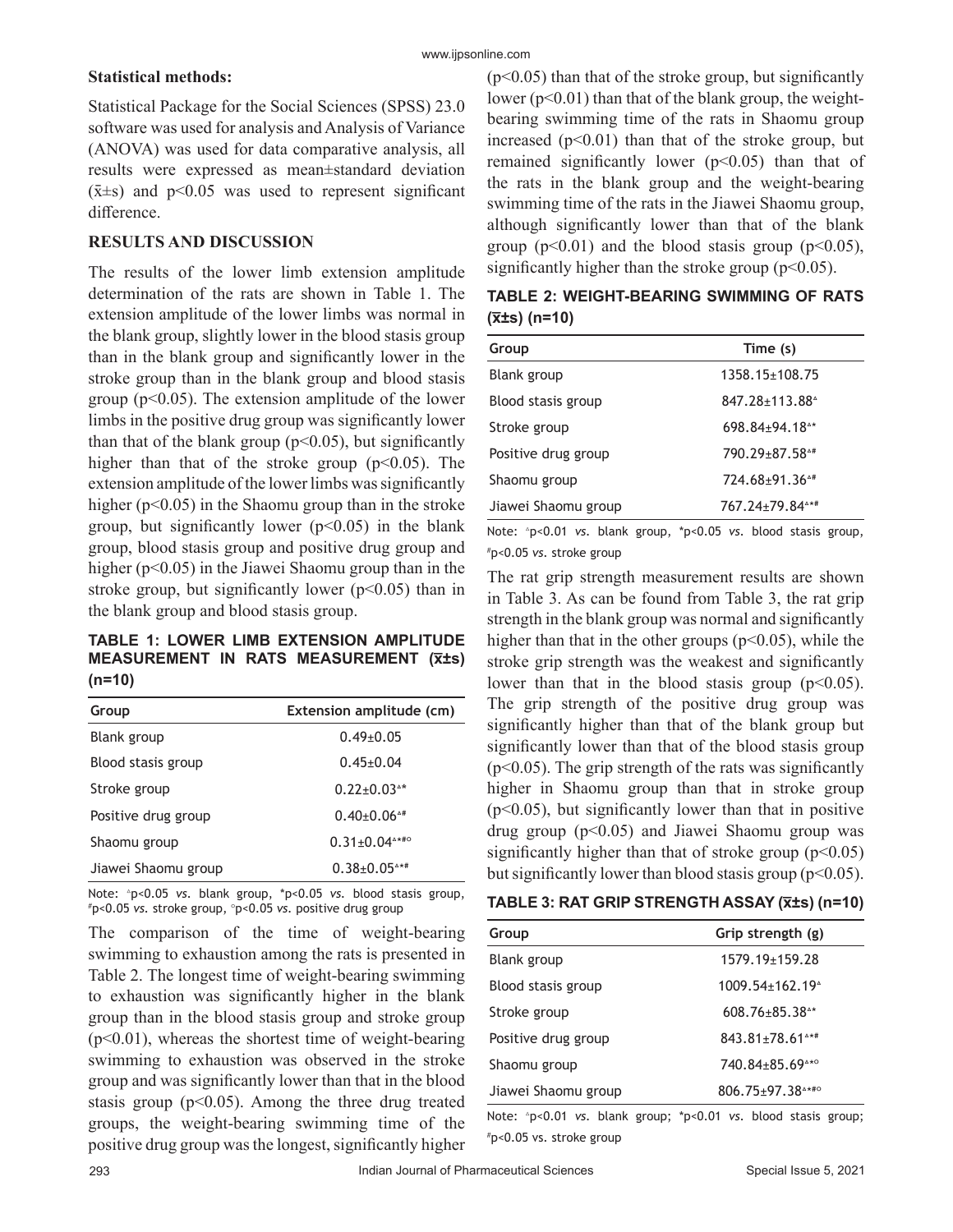**Statistical methods:**

Statistical Package for the Social Sciences (SPSS) 23.0 software was used for analysis and Analysis of Variance (ANOVA) was used for data comparative analysis, all results were expressed as mean±standard deviation ($\bar{x}$±s) and $p<0.05$ was used to represent significant difference.

## RESULTS AND DISCUSSION

The results of the lower limb extension amplitude determination of the rats are shown in Table 1. The extension amplitude of the lower limbs was normal in the blank group, slightly lower in the blood stasis group than in the blank group and significantly lower in the stroke group than in the blank group and blood stasis group ($p<0.05$). The extension amplitude of the lower limbs in the positive drug group was significantly lower than that of the blank group ($p<0.05$), but significantly higher than that of the stroke group ($p<0.05$). The extension amplitude of the lower limbs was significantly higher ($p<0.05$) in the Shaomu group than in the stroke group, but significantly lower ($p<0.05$) in the blank group, blood stasis group and positive drug group and higher ($p<0.05$) in the Jiawei Shaomu group than in the stroke group, but significantly lower ($p<0.05$) than in the blank group and blood stasis group.

**TABLE 1: LOWER LIMB EXTENSION AMPLITUDE MEASUREMENT IN RATS MEASUREMENT ($\bar{x}$±s) (n=10)**

| Group | Extension amplitude (cm) |
|---|---|
| Blank group | 0.49±0.05 |
| Blood stasis group | 0.45±0.04 |
| Stroke group | 0.22±0.03[▵*] |
| Positive drug group | 0.40±0.06[▵#] |
| Shaomu group | 0.31±0.04[▵*#○] |
| Jiawei Shaomu group | 0.38±0.05[▵*#] |

Note: [▵]p<0.05 *vs.* blank group, *p<0.05 *vs.* blood stasis group, [#]p<0.05 *vs.* stroke group, [○]p<0.05 *vs.* positive drug group

The comparison of the time of weight-bearing swimming to exhaustion among the rats is presented in Table 2. The longest time of weight-bearing swimming to exhaustion was significantly higher in the blank group than in the blood stasis group and stroke group ($p<0.01$), whereas the shortest time of weight-bearing swimming to exhaustion was observed in the stroke group and was significantly lower than that in the blood stasis group ($p<0.05$). Among the three drug treated groups, the weight-bearing swimming time of the positive drug group was the longest, significantly higher ($p<0.05$) than that of the stroke group, but significantly lower ($p<0.01$) than that of the blank group, the weight-bearing swimming time of the rats in Shaomu group increased ($p<0.01$) than that of the stroke group, but remained significantly lower ($p<0.05$) than that of the rats in the blank group and the weight-bearing swimming time of the rats in the Jiawei Shaomu group, although significantly lower than that of the blank group ($p<0.01$) and the blood stasis group ($p<0.05$), significantly higher than the stroke group ($p<0.05$).

**TABLE 2: WEIGHT-BEARING SWIMMING OF RATS ($\bar{x}$±s) (n=10)**

| Group | Time (s) |
|---|---|
| Blank group | 1358.15±108.75 |
| Blood stasis group | 847.28±113.88[▵] |
| Stroke group | 698.84±94.18[▵*] |
| Positive drug group | 790.29±87.58[▵#] |
| Shaomu group | 724.68±91.36[▵#] |
| Jiawei Shaomu group | 767.24±79.84[▵*#] |

Note: [▵]p<0.01 *vs.* blank group, *p<0.05 *vs.* blood stasis group, [#]p<0.05 *vs.* stroke group

The rat grip strength measurement results are shown in Table 3. As can be found from Table 3, the rat grip strength in the blank group was normal and significantly higher than that in the other groups ($p<0.05$), while the stroke grip strength was the weakest and significantly lower than that in the blood stasis group ($p<0.05$). The grip strength of the positive drug group was significantly higher than that of the blank group but significantly lower than that of the blood stasis group ($p<0.05$). The grip strength of the rats was significantly higher in Shaomu group than that in stroke group ($p<0.05$), but significantly lower than that in positive drug group ($p<0.05$) and Jiawei Shaomu group was significantly higher than that of stroke group ($p<0.05$) but significantly lower than blood stasis group ($p<0.05$).

**TABLE 3: RAT GRIP STRENGTH ASSAY ($\bar{x}$±s) (n=10)**

| Group | Grip strength (g) |
|---|---|
| Blank group | 1579.19±159.28 |
| Blood stasis group | 1009.54±162.19[▵] |
| Stroke group | 608.76±85.38[▵*] |
| Positive drug group | 843.81±78.61[▵*#] |
| Shaomu group | 740.84±85.69[▵*○] |
| Jiawei Shaomu group | 806.75±97.38[▵*#○] |

Note: [▵]p<0.01 *vs.* blank group; *p<0.01 *vs.* blood stasis group; [#]p<0.05 vs. stroke group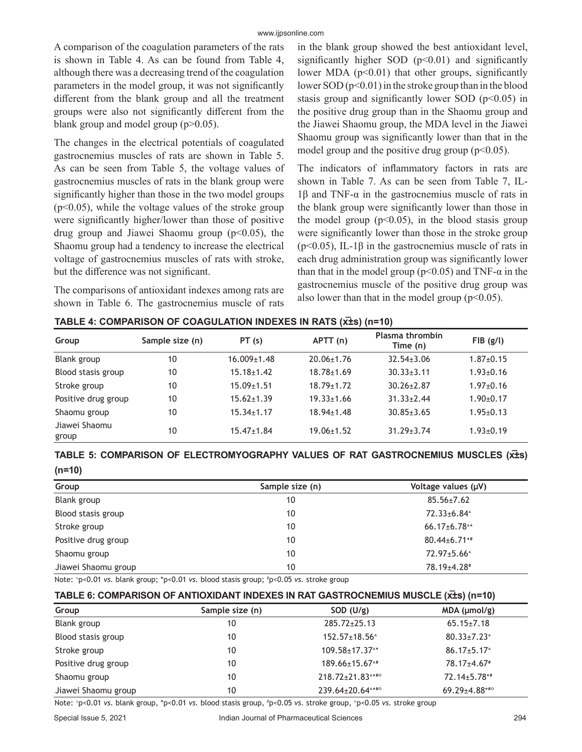A comparison of the coagulation parameters of the rats is shown in Table 4. As can be found from Table 4, although there was a decreasing trend of the coagulation parameters in the model group, it was not significantly different from the blank group and all the treatment groups were also not significantly different from the blank group and model group ($p>0.05$).

The changes in the electrical potentials of coagulated gastrocnemius muscles of rats are shown in Table 5. As can be seen from Table 5, the voltage values of gastrocnemius muscles of rats in the blank group were significantly higher than those in the two model groups ($p<0.05$), while the voltage values of the stroke group were significantly higher/lower than those of positive drug group and Jiawei Shaomu group ($p<0.05$), the Shaomu group had a tendency to increase the electrical voltage of gastrocnemius muscles of rats with stroke, but the difference was not significant.

The comparisons of antioxidant indexes among rats are shown in Table 6. The gastrocnemius muscle of rats in the blank group showed the best antioxidant level, significantly higher SOD ($p<0.01$) and significantly lower MDA ($p<0.01$) that other groups, significantly lower SOD ($p<0.01$) in the stroke group than in the blood stasis group and significantly lower SOD ($p<0.05$) in the positive drug group than in the Shaomu group and the Jiawei Shaomu group, the MDA level in the Jiawei Shaomu group was significantly lower than that in the model group and the positive drug group ($p<0.05$).

The indicators of inflammatory factors in rats are shown in Table 7. As can be seen from Table 7, IL-1β and TNF-α in the gastrocnemius muscle of rats in the blank group were significantly lower than those in the model group ($p<0.05$), in the blood stasis group were significantly lower than those in the stroke group ($p<0.05$), IL-1β in the gastrocnemius muscle of rats in each drug administration group was significantly lower than that in the model group ($p<0.05$) and TNF-α in the gastrocnemius muscle of the positive drug group was also lower than that in the model group ($p<0.05$).

**TABLE 4: COMPARISON OF COAGULATION INDEXES IN RATS ($\bar{x}\pm s$) (n=10)**

| Group | Sample size (n) | PT (s) | APTT (n) | Plasma thrombin Time (n) | FIB (g/l) |
|---|---|---|---|---|---|
| Blank group | 10 | 16.009±1.48 | 20.06±1.76 | 32.54±3.06 | 1.87±0.15 |
| Blood stasis group | 10 | 15.18±1.42 | 18.78±1.69 | 30.33±3.11 | 1.93±0.16 |
| Stroke group | 10 | 15.09±1.51 | 18.79±1.72 | 30.26±2.87 | 1.97±0.16 |
| Positive drug group | 10 | 15.62±1.39 | 19.33±1.66 | 31.33±2.44 | 1.90±0.17 |
| Shaomu group | 10 | 15.34±1.17 | 18.94±1.48 | 30.85±3.65 | 1.95±0.13 |
| Jiawei Shaomu group | 10 | 15.47±1.84 | 19.06±1.52 | 31.29±3.74 | 1.93±0.19 |

**TABLE 5: COMPARISON OF ELECTROMYOGRAPHY VALUES OF RAT GASTROCNEMIUS MUSCLES ($\bar{x}\pm s$) (n=10)**

| Group | Sample size (n) | Voltage values (μV) |
|---|---|---|
| Blank group | 10 | 85.56±7.62 |
| Blood stasis group | 10 | 72.33±6.84[△] |
| Stroke group | 10 | 66.17±6.78[△*] |
| Positive drug group | 10 | 80.44±6.71[*#] |
| Shaomu group | 10 | 72.97±5.66[△] |
| Jiawei Shaomu group | 10 | 78.19±4.28[#] |

Note: △p<0.01 *vs.* blank group; *p<0.01 *vs.* blood stasis group; #p<0.05 *vs.* stroke group

**TABLE 6: COMPARISON OF ANTIOXIDANT INDEXES IN RAT GASTROCNEMIUS MUSCLE ($\bar{x}\pm s$) (n=10)**

| Group | Sample size (n) | SOD (U/g) | MDA (μmol/g) |
|---|---|---|---|
| Blank group | 10 | 285.72±25.13 | 65.15±7.18 |
| Blood stasis group | 10 | 152.57±18.56[△] | 80.33±7.23[△] |
| Stroke group | 10 | 109.58±17.37[△*] | 86.17±5.17[△] |
| Positive drug group | 10 | 189.66±15.67[△#] | 78.17±4.67[#] |
| Shaomu group | 10 | 218.72±21.83[△*#○] | 72.14±5.78[*#] |
| Jiawei Shaomu group | 10 | 239.64±20.64[△*#○] | 69.29±4.88[*#○] |

Note: △p<0.01 *vs.* blank group, *p<0.01 *vs.* blood stasis group, #p<0.05 *vs.* stroke group, ○p<0.05 *vs.* stroke group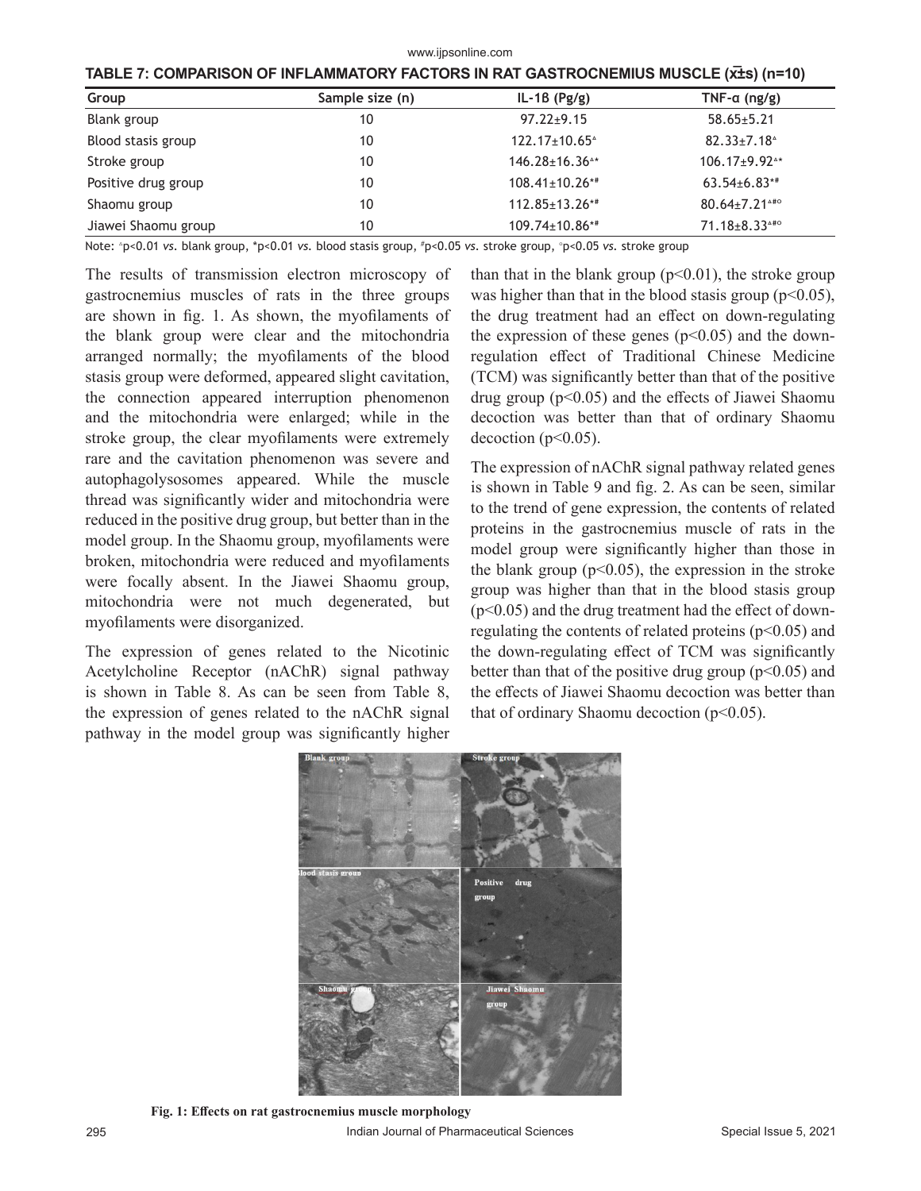**TABLE 7: COMPARISON OF INFLAMMATORY FACTORS IN RAT GASTROCNEMIUS MUSCLE ($\bar{x}\pm s$) (n=10)**

| Group | Sample size (n) | IL-1β (Pg/g) | TNF-α (ng/g) |
|---|---|---|---|
| Blank group | 10 | 97.22±9.15 | 58.65±5.21 |
| Blood stasis group | 10 | 122.17±10.65$^{\triangle}$ | 82.33±7.18$^{\triangle}$ |
| Stroke group | 10 | 146.28±16.36$^{\triangle *}$ | 106.17±9.92$^{\triangle *}$ |
| Positive drug group | 10 | 108.41±10.26$^{*\#}$ | 63.54±6.83$^{*\#}$ |
| Shaomu group | 10 | 112.85±13.26$^{*\#}$ | 80.64±7.21$^{\triangle\#\circ}$ |
| Jiawei Shaomu group | 10 | 109.74±10.86$^{*\#}$ | 71.18±8.33$^{\triangle\#\circ}$ |

Note: $^{\triangle}$p<0.01 *vs.* blank group, $^{*}$p<0.01 *vs.* blood stasis group, $^{\#}$p<0.05 *vs.* stroke group, $^{\circ}$p<0.05 *vs.* stroke group

The results of transmission electron microscopy of gastrocnemius muscles of rats in the three groups are shown in fig. 1. As shown, the myofilaments of the blank group were clear and the mitochondria arranged normally; the myofilaments of the blood stasis group were deformed, appeared slight cavitation, the connection appeared interruption phenomenon and the mitochondria were enlarged; while in the stroke group, the clear myofilaments were extremely rare and the cavitation phenomenon was severe and autophagolysosomes appeared. While the muscle thread was significantly wider and mitochondria were reduced in the positive drug group, but better than in the model group. In the Shaomu group, myofilaments were broken, mitochondria were reduced and myofilaments were focally absent. In the Jiawei Shaomu group, mitochondria were not much degenerated, but myofilaments were disorganized.

The expression of genes related to the Nicotinic Acetylcholine Receptor (nAChR) signal pathway is shown in Table 8. As can be seen from Table 8, the expression of genes related to the nAChR signal pathway in the model group was significantly higher than that in the blank group ($p<0.01$), the stroke group was higher than that in the blood stasis group ($p<0.05$), the drug treatment had an effect on down-regulating the expression of these genes ($p<0.05$) and the down-regulation effect of Traditional Chinese Medicine (TCM) was significantly better than that of the positive drug group ($p<0.05$) and the effects of Jiawei Shaomu decoction was better than that of ordinary Shaomu decoction ($p<0.05$).

The expression of nAChR signal pathway related genes is shown in Table 9 and fig. 2. As can be seen, similar to the trend of gene expression, the contents of related proteins in the gastrocnemius muscle of rats in the model group were significantly higher than those in the blank group ($p<0.05$), the expression in the stroke group was higher than that in the blood stasis group ($p<0.05$) and the drug treatment had the effect of down-regulating the contents of related proteins ($p<0.05$) and the down-regulating effect of TCM was significantly better than that of the positive drug group ($p<0.05$) and the effects of Jiawei Shaomu decoction was better than that of ordinary Shaomu decoction ($p<0.05$).

**Fig. 1: Effects on rat gastrocnemius muscle morphology**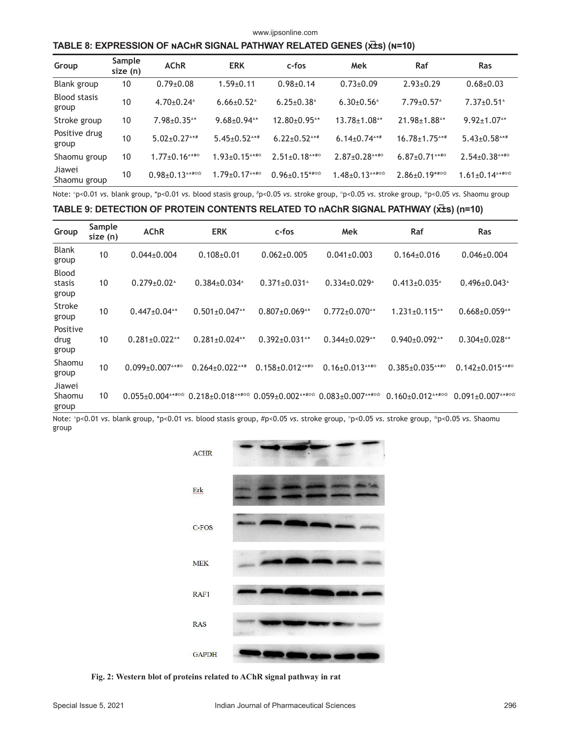**TABLE 8: EXPRESSION OF nAChR SIGNAL PATHWAY RELATED GENES ($\bar{x}$±s) (n=10)**

| Group | Sample size (n) | AChR | ERK | c-fos | Mek | Raf | Ras |
|---|---|---|---|---|---|---|---|
| Blank group | 10 | 0.79±0.08 | 1.59±0.11 | 0.98±0.14 | 0.73±0.09 | 2.93±0.29 | 0.68±0.03 |
| Blood stasis group | 10 | 4.70±0.24[▵] | 6.66±0.52[▵] | 6.25±0.38[▵] | 6.30±0.56[▵] | 7.79±0.57[▵] | 7.37±0.51[▵] |
| Stroke group | 10 | 7.98±0.35[▵*] | 9.68±0.94[▵*] | 12.80±0.95[▵*] | 13.78±1.08[▵*] | 21.98±1.88[▵*] | 9.92±1.07[▵*] |
| Positive drug group | 10 | 5.02±0.27[▵*#] | 5.45±0.52[▵*#] | 6.22±0.52[▵*#] | 6.14±0.74[▵*#] | 16.78±1.75[▵*#] | 5.43±0.58[▵*#] |
| Shaomu group | 10 | 1.77±0.16[▵*#○] | 1.93±0.15[▵*#○] | 2.51±0.18[▵*#○] | 2.87±0.28[▵*#○] | 6.87±0.71[▵*#○] | 2.54±0.38[▵*#○] |
| Jiawei Shaomu group | 10 | 0.98±0.13[▵*#○☆] | 1.79±0.17[▵*#○] | 0.96±0.15[*#○☆] | 1.48±0.13[▵*#○☆] | 2.86±0.19[*#○☆] | 1.61±0.14[▵*#○☆] |

Note: ▵p<0.01 *vs.* blank group, *p<0.01 *vs.* blood stasis group, #p<0.05 *vs.* stroke group, ○p<0.05 *vs.* stroke group, ☆p<0.05 *vs.* Shaomu group

**TABLE 9: DETECTION OF PROTEIN CONTENTS RELATED TO nAChR SIGNAL PATHWAY ($\bar{x}$±s) (n=10)**

| Group | Sample size (n) | AChR | ERK | c-fos | Mek | Raf | Ras |
|---|---|---|---|---|---|---|---|
| Blank group | 10 | 0.044±0.004 | 0.108±0.01 | 0.062±0.005 | 0.041±0.003 | 0.164±0.016 | 0.046±0.004 |
| Blood stasis group | 10 | 0.279±0.02[▵] | 0.384±0.034[▵] | 0.371±0.031[▵] | 0.334±0.029[▵] | 0.413±0.035[▵] | 0.496±0.043[▵] |
| Stroke group | 10 | 0.447±0.04[▵*] | 0.501±0.047[▵*] | 0.807±0.069[▵*] | 0.772±0.070[▵*] | 1.231±0.115[▵*] | 0.668±0.059[▵*] |
| Positive drug group | 10 | 0.281±0.022[▵*] | 0.281±0.024[▵*] | 0.392±0.031[▵*] | 0.344±0.029[▵*] | 0.940±0.092[▵*] | 0.304±0.028[▵*] |
| Shaomu group | 10 | 0.099±0.007[▵*#○] | 0.264±0.022[▵*#] | 0.158±0.012[▵*#○] | 0.16±0.013[▵*#○] | 0.385±0.035[▵*#○] | 0.142±0.015[▵*#○] |
| Jiawei Shaomu group | 10 | 0.055±0.004[▵*#○☆] | 0.218±0.018[▵*#○☆] | 0.059±0.002[▵*#○☆] | 0.083±0.007[▵*#○☆] | 0.160±0.012[▵*#○☆] | 0.091±0.007[▵*#○☆] |

Note: ▵p<0.01 *vs.* blank group, *p<0.01 *vs.* blood stasis group, #p<0.05 *vs.* stroke group, ○p<0.05 *vs.* stroke group, ☆p<0.05 *vs.* Shaomu group

**Fig. 2: Western blot of proteins related to AChR signal pathway in rat**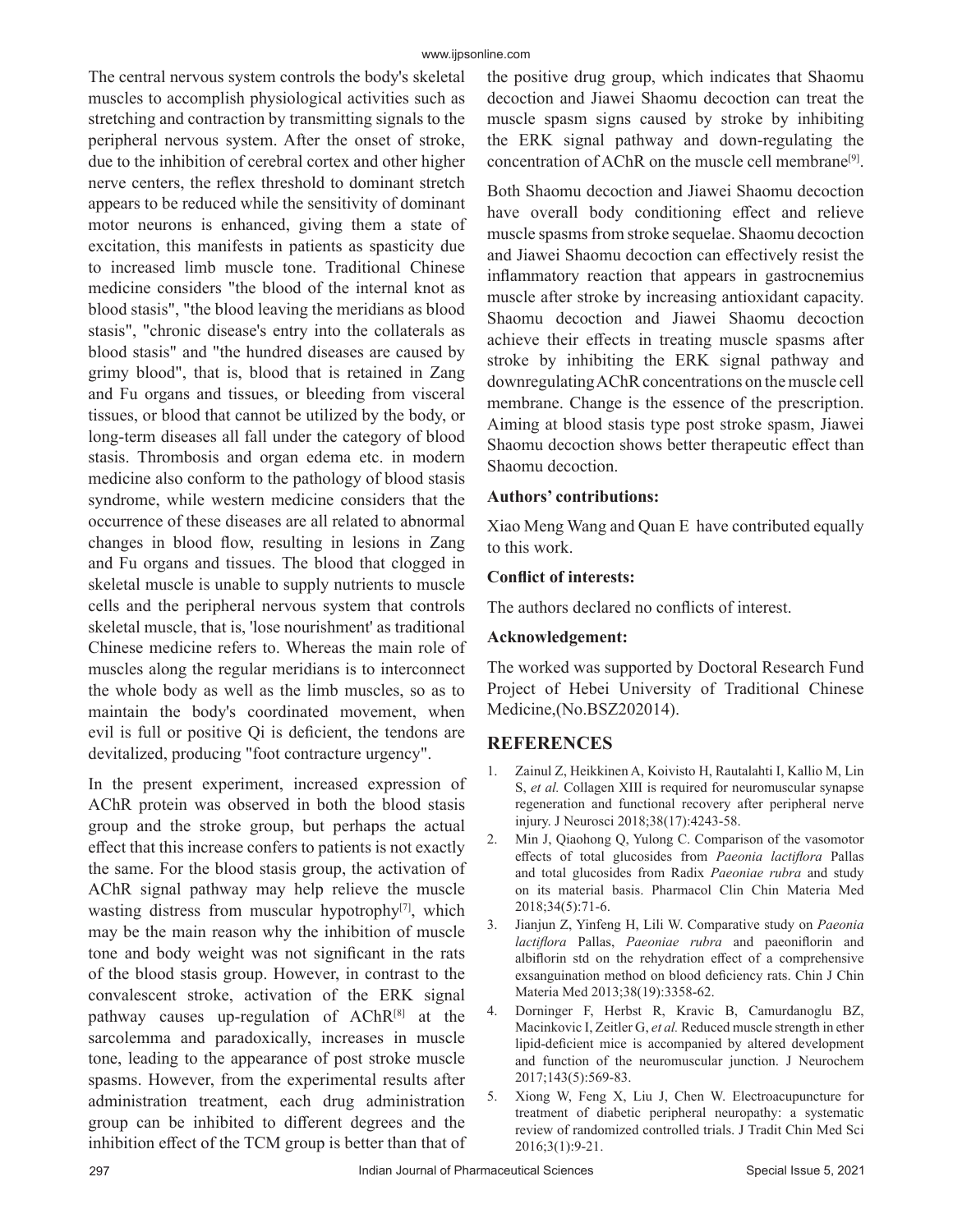The central nervous system controls the body's skeletal muscles to accomplish physiological activities such as stretching and contraction by transmitting signals to the peripheral nervous system. After the onset of stroke, due to the inhibition of cerebral cortex and other higher nerve centers, the reflex threshold to dominant stretch appears to be reduced while the sensitivity of dominant motor neurons is enhanced, giving them a state of excitation, this manifests in patients as spasticity due to increased limb muscle tone. Traditional Chinese medicine considers "the blood of the internal knot as blood stasis", "the blood leaving the meridians as blood stasis", "chronic disease's entry into the collaterals as blood stasis" and "the hundred diseases are caused by grimy blood", that is, blood that is retained in Zang and Fu organs and tissues, or bleeding from visceral tissues, or blood that cannot be utilized by the body, or long-term diseases all fall under the category of blood stasis. Thrombosis and organ edema etc. in modern medicine also conform to the pathology of blood stasis syndrome, while western medicine considers that the occurrence of these diseases are all related to abnormal changes in blood flow, resulting in lesions in Zang and Fu organs and tissues. The blood that clogged in skeletal muscle is unable to supply nutrients to muscle cells and the peripheral nervous system that controls skeletal muscle, that is, 'lose nourishment' as traditional Chinese medicine refers to. Whereas the main role of muscles along the regular meridians is to interconnect the whole body as well as the limb muscles, so as to maintain the body's coordinated movement, when evil is full or positive Qi is deficient, the tendons are devitalized, producing "foot contracture urgency".

In the present experiment, increased expression of AChR protein was observed in both the blood stasis group and the stroke group, but perhaps the actual effect that this increase confers to patients is not exactly the same. For the blood stasis group, the activation of AChR signal pathway may help relieve the muscle wasting distress from muscular hypotrophy[7], which may be the main reason why the inhibition of muscle tone and body weight was not significant in the rats of the blood stasis group. However, in contrast to the convalescent stroke, activation of the ERK signal pathway causes up-regulation of AChR[8] at the sarcolemma and paradoxically, increases in muscle tone, leading to the appearance of post stroke muscle spasms. However, from the experimental results after administration treatment, each drug administration group can be inhibited to different degrees and the inhibition effect of the TCM group is better than that of the positive drug group, which indicates that Shaomu decoction and Jiawei Shaomu decoction can treat the muscle spasm signs caused by stroke by inhibiting the ERK signal pathway and down-regulating the concentration of AChR on the muscle cell membrane[9].

Both Shaomu decoction and Jiawei Shaomu decoction have overall body conditioning effect and relieve muscle spasms from stroke sequelae. Shaomu decoction and Jiawei Shaomu decoction can effectively resist the inflammatory reaction that appears in gastrocnemius muscle after stroke by increasing antioxidant capacity. Shaomu decoction and Jiawei Shaomu decoction achieve their effects in treating muscle spasms after stroke by inhibiting the ERK signal pathway and downregulating AChR concentrations on the muscle cell membrane. Change is the essence of the prescription. Aiming at blood stasis type post stroke spasm, Jiawei Shaomu decoction shows better therapeutic effect than Shaomu decoction.

**Authors' contributions:**

Xiao Meng Wang and Quan E have contributed equally to this work.

**Conflict of interests:**

The authors declared no conflicts of interest.

**Acknowledgement:**

The worked was supported by Doctoral Research Fund Project of Hebei University of Traditional Chinese Medicine,(No.BSZ202014).

## REFERENCES

1. Zainul Z, Heikkinen A, Koivisto H, Rautalahti I, Kallio M, Lin S, *et al.* Collagen XIII is required for neuromuscular synapse regeneration and functional recovery after peripheral nerve injury. J Neurosci 2018;38(17):4243-58.
2. Min J, Qiaohong Q, Yulong C. Comparison of the vasomotor effects of total glucosides from *Paeonia lactiflora* Pallas and total glucosides from Radix *Paeoniae rubra* and study on its material basis. Pharmacol Clin Chin Materia Med 2018;34(5):71-6.
3. Jianjun Z, Yinfeng H, Lili W. Comparative study on *Paeonia lactiflora* Pallas, *Paeoniae rubra* and paeoniflorin and albiflorin std on the rehydration effect of a comprehensive exsanguination method on blood deficiency rats. Chin J Chin Materia Med 2013;38(19):3358-62.
4. Dorninger F, Herbst R, Kravic B, Camurdanoglu BZ, Macinkovic I, Zeitler G, *et al.* Reduced muscle strength in ether lipid-deficient mice is accompanied by altered development and function of the neuromuscular junction. J Neurochem 2017;143(5):569-83.
5. Xiong W, Feng X, Liu J, Chen W. Electroacupuncture for treatment of diabetic peripheral neuropathy: a systematic review of randomized controlled trials. J Tradit Chin Med Sci 2016;3(1):9-21.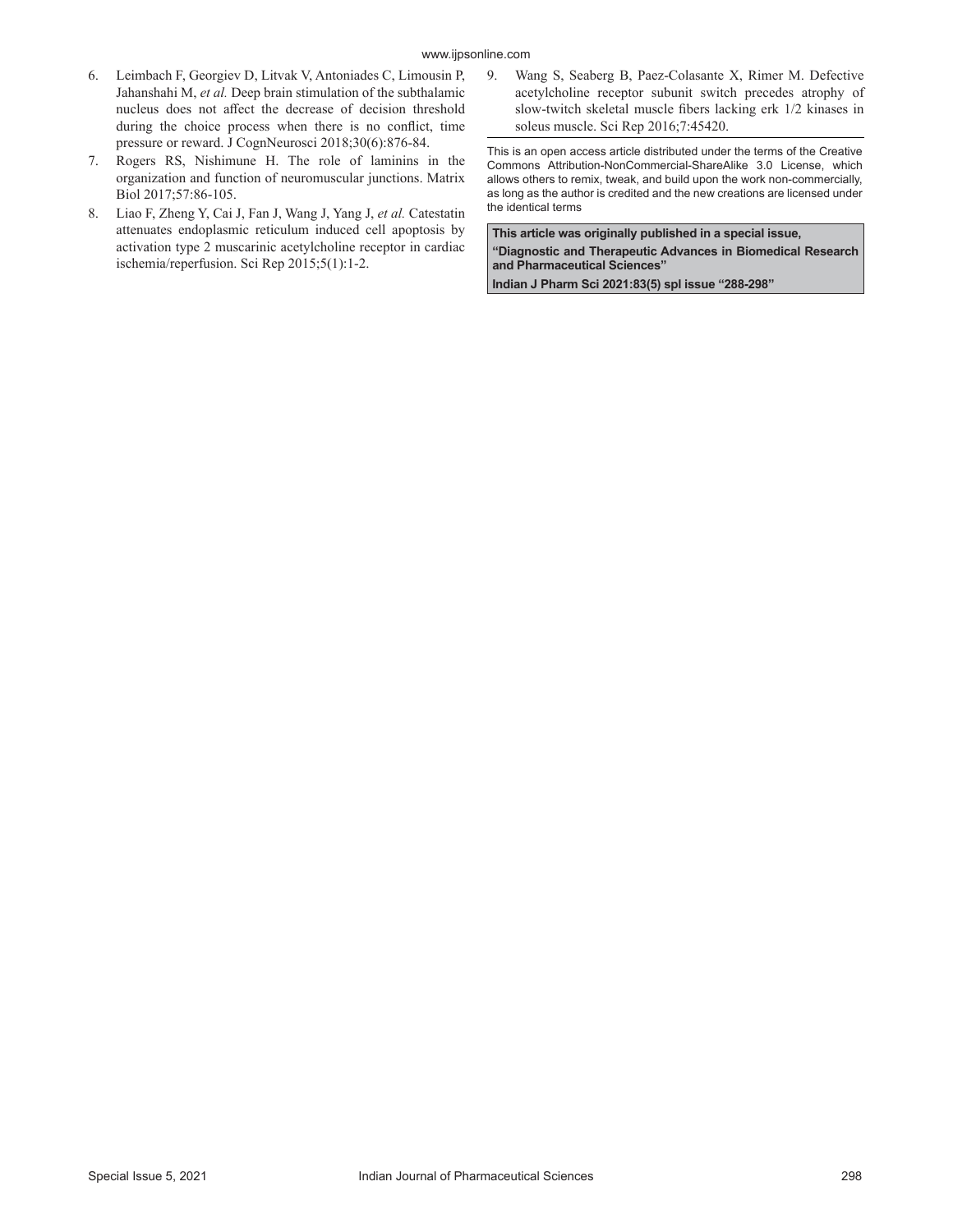6. Leimbach F, Georgiev D, Litvak V, Antoniades C, Limousin P, Jahanshahi M, *et al.* Deep brain stimulation of the subthalamic nucleus does not affect the decrease of decision threshold during the choice process when there is no conflict, time pressure or reward. J CognNeurosci 2018;30(6):876-84.
7. Rogers RS, Nishimune H. The role of laminins in the organization and function of neuromuscular junctions. Matrix Biol 2017;57:86-105.
8. Liao F, Zheng Y, Cai J, Fan J, Wang J, Yang J, *et al.* Catestatin attenuates endoplasmic reticulum induced cell apoptosis by activation type 2 muscarinic acetylcholine receptor in cardiac ischemia/reperfusion. Sci Rep 2015;5(1):1-2.
9. Wang S, Seaberg B, Paez-Colasante X, Rimer M. Defective acetylcholine receptor subunit switch precedes atrophy of slow-twitch skeletal muscle fibers lacking erk 1/2 kinases in soleus muscle. Sci Rep 2016;7:45420.

This is an open access article distributed under the terms of the Creative Commons Attribution-NonCommercial-ShareAlike 3.0 License, which allows others to remix, tweak, and build upon the work non-commercially, as long as the author is credited and the new creations are licensed under the identical terms

**This article was originally published in a special issue, "Diagnostic and Therapeutic Advances in Biomedical Research and Pharmaceutical Sciences"**

**Indian J Pharm Sci 2021:83(5) spl issue "288-298"**